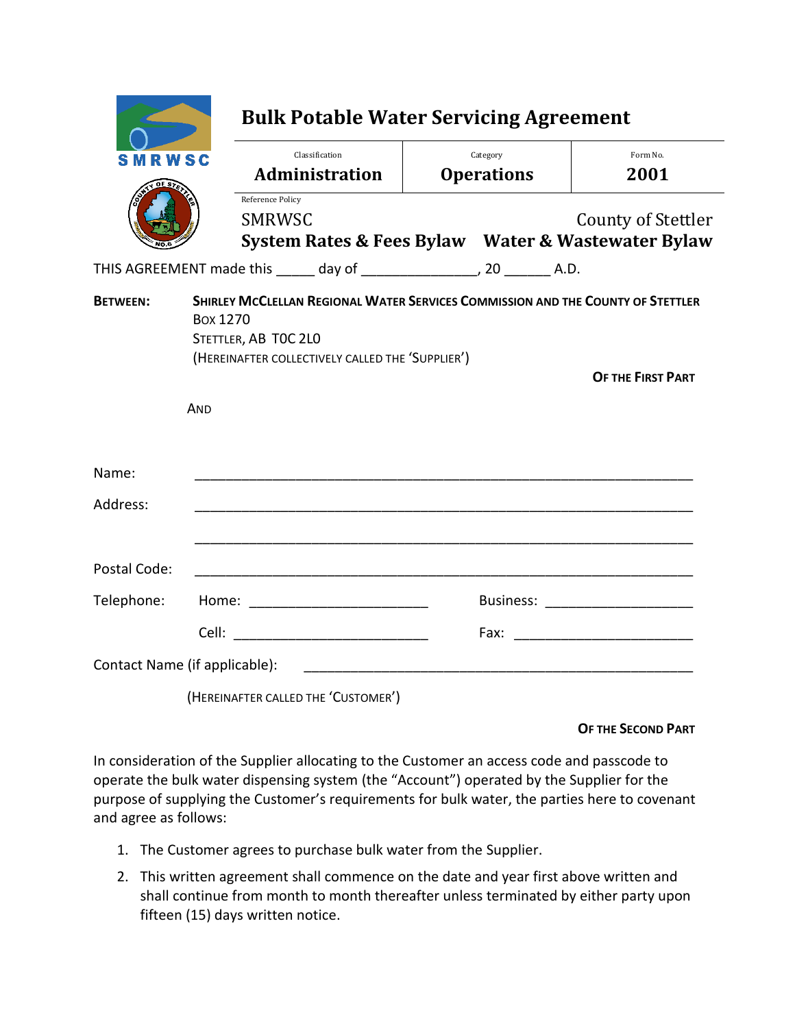# Bulk Potable Water Servicing Agreement

| Classification | Category | Form No. |
|---|---|---|
| **Administration** | **Operations** | **2001** |

Reference Policy

SMRWSC **System Rates & Fees Bylaw**

County of Stettler **Water & Wastewater Bylaw**

THIS AGREEMENT made this _____ day of _______________, 20 ______ A.D.

**BETWEEN:** **SHIRLEY MCCLELLAN REGIONAL WATER SERVICES COMMISSION AND THE COUNTY OF STETTLER**
BOX 1270
STETTLER, AB T0C 2L0
(HEREINAFTER COLLECTIVELY CALLED THE 'SUPPLIER')

**OF THE FIRST PART**

AND

Name: ________________________________________________________________

Address: ________________________________________________________________

________________________________________________________________

Postal Code: ________________________________________________________________

Telephone: Home: _______________________ Business: ___________________

Cell: _________________________ Fax: _______________________

Contact Name (if applicable): ________________________________________________

(HEREINAFTER CALLED THE 'CUSTOMER')

**OF THE SECOND PART**

In consideration of the Supplier allocating to the Customer an access code and passcode to operate the bulk water dispensing system (the "Account") operated by the Supplier for the purpose of supplying the Customer's requirements for bulk water, the parties here to covenant and agree as follows:

1. The Customer agrees to purchase bulk water from the Supplier.
2. This written agreement shall commence on the date and year first above written and shall continue from month to month thereafter unless terminated by either party upon fifteen (15) days written notice.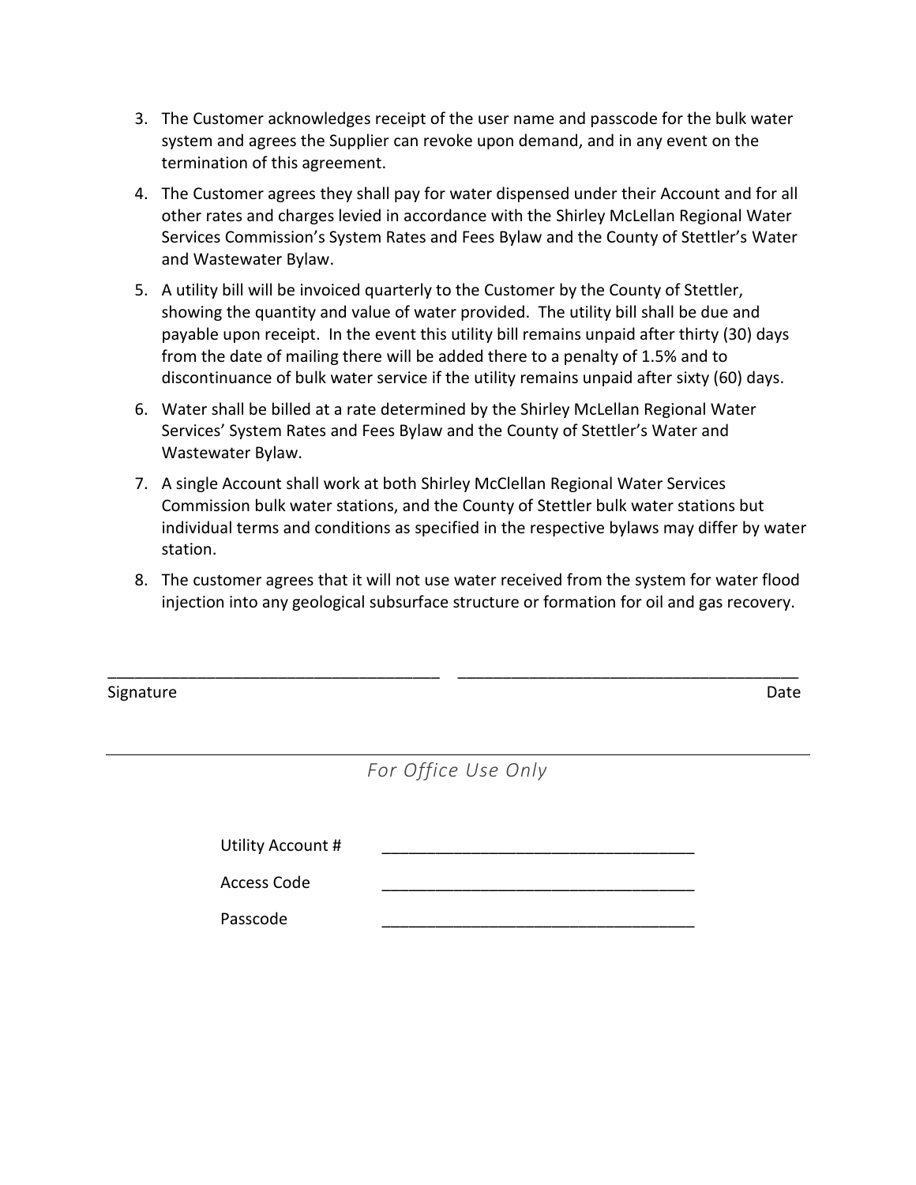3. The Customer acknowledges receipt of the user name and passcode for the bulk water system and agrees the Supplier can revoke upon demand, and in any event on the termination of this agreement.
4. The Customer agrees they shall pay for water dispensed under their Account and for all other rates and charges levied in accordance with the Shirley McLellan Regional Water Services Commission's System Rates and Fees Bylaw and the County of Stettler's Water and Wastewater Bylaw.
5. A utility bill will be invoiced quarterly to the Customer by the County of Stettler, showing the quantity and value of water provided. The utility bill shall be due and payable upon receipt. In the event this utility bill remains unpaid after thirty (30) days from the date of mailing there will be added there to a penalty of 1.5% and to discontinuance of bulk water service if the utility remains unpaid after sixty (60) days.
6. Water shall be billed at a rate determined by the Shirley McLellan Regional Water Services' System Rates and Fees Bylaw and the County of Stettler's Water and Wastewater Bylaw.
7. A single Account shall work at both Shirley McClellan Regional Water Services Commission bulk water stations, and the County of Stettler bulk water stations but individual terms and conditions as specified in the respective bylaws may differ by water station.
8. The customer agrees that it will not use water received from the system for water flood injection into any geological subsurface structure or formation for oil and gas recovery.

_____________________________________ _____________________________________

Signature Date

---

*For Office Use Only*

Utility Account # ___________________________________

Access Code ___________________________________

Passcode ___________________________________